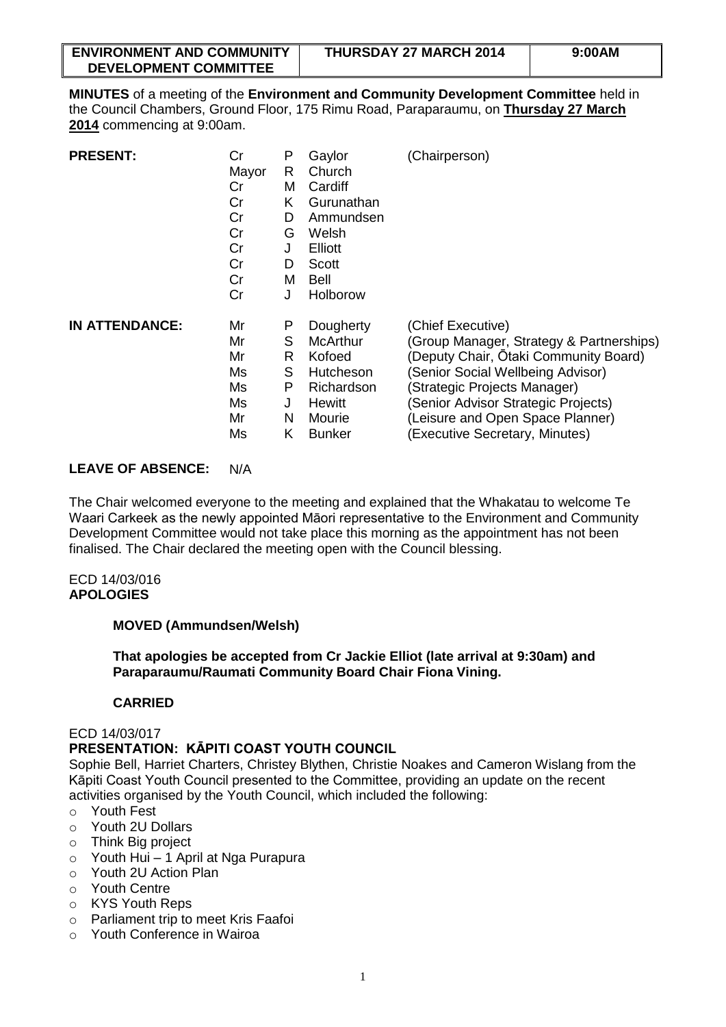| ENVIRONMENT AND COMMUNITY DEVELOPMENT COMMITTEE | THURSDAY 27 MARCH 2014 | 9:00AM |
| --- | --- | --- |

**MINUTES** of a meeting of the **Environment and Community Development Committee** held in the Council Chambers, Ground Floor, 175 Rimu Road, Paraparaumu, on **Thursday 27 March 2014** commencing at 9:00am.

| | | | | |
| --- | --- | --- | --- | --- |
| **PRESENT:** | Cr | P | Gaylor | (Chairperson) |
| | Mayor | R | Church | |
| | Cr | M | Cardiff | |
| | Cr | K | Gurunathan | |
| | Cr | D | Ammundsen | |
| | Cr | G | Welsh | |
| | Cr | J | Elliott | |
| | Cr | D | Scott | |
| | Cr | M | Bell | |
| | Cr | J | Holborow | |
| **IN ATTENDANCE:** | Mr | P | Dougherty | (Chief Executive) |
| | Mr | S | McArthur | (Group Manager, Strategy & Partnerships) |
| | Mr | R | Kofoed | (Deputy Chair, Ōtaki Community Board) |
| | Ms | S | Hutcheson | (Senior Social Wellbeing Advisor) |
| | Ms | P | Richardson | (Strategic Projects Manager) |
| | Ms | J | Hewitt | (Senior Advisor Strategic Projects) |
| | Mr | N | Mourie | (Leisure and Open Space Planner) |
| | Ms | K | Bunker | (Executive Secretary, Minutes) |

**LEAVE OF ABSENCE:** N/A

The Chair welcomed everyone to the meeting and explained that the Whakatau to welcome Te Waari Carkeek as the newly appointed Māori representative to the Environment and Community Development Committee would not take place this morning as the appointment has not been finalised. The Chair declared the meeting open with the Council blessing.

ECD 14/03/016
**APOLOGIES**

**MOVED (Ammundsen/Welsh)**

**That apologies be accepted from Cr Jackie Elliot (late arrival at 9:30am) and Paraparaumu/Raumati Community Board Chair Fiona Vining.**

**CARRIED**

ECD 14/03/017
**PRESENTATION: KĀPITI COAST YOUTH COUNCIL**

Sophie Bell, Harriet Charters, Christey Blythen, Christie Noakes and Cameron Wislang from the Kāpiti Coast Youth Council presented to the Committee, providing an update on the recent activities organised by the Youth Council, which included the following:

- Youth Fest
- Youth 2U Dollars
- Think Big project
- Youth Hui – 1 April at Nga Purapura
- Youth 2U Action Plan
- Youth Centre
- KYS Youth Reps
- Parliament trip to meet Kris Faafoi
- Youth Conference in Wairoa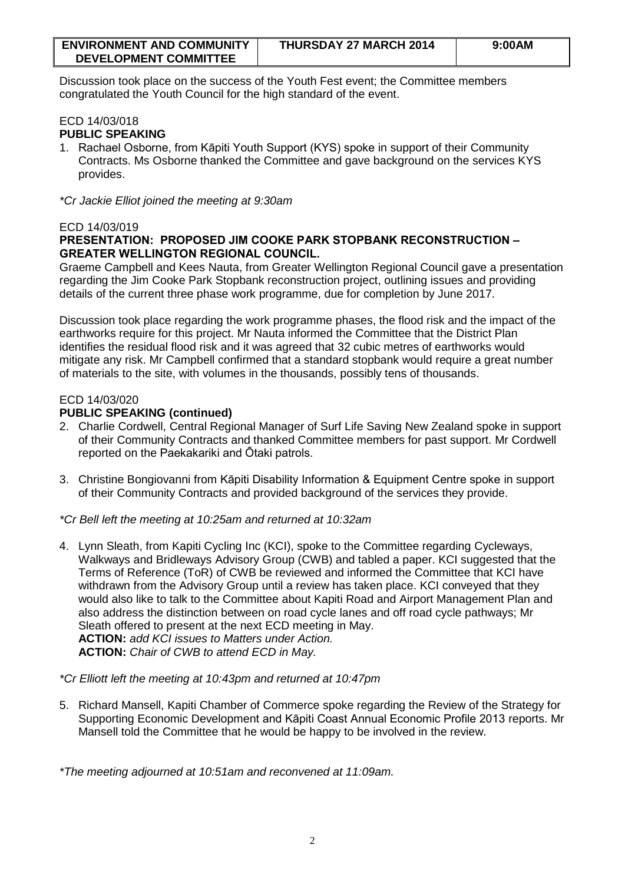Discussion took place on the success of the Youth Fest event; the Committee members congratulated the Youth Council for the high standard of the event.

ECD 14/03/018
**PUBLIC SPEAKING**

1. Rachael Osborne, from Kāpiti Youth Support (KYS) spoke in support of their Community Contracts. Ms Osborne thanked the Committee and gave background on the services KYS provides.

*\*Cr Jackie Elliot joined the meeting at 9:30am*

ECD 14/03/019
**PRESENTATION: PROPOSED JIM COOKE PARK STOPBANK RECONSTRUCTION – GREATER WELLINGTON REGIONAL COUNCIL.**

Graeme Campbell and Kees Nauta, from Greater Wellington Regional Council gave a presentation regarding the Jim Cooke Park Stopbank reconstruction project, outlining issues and providing details of the current three phase work programme, due for completion by June 2017.

Discussion took place regarding the work programme phases, the flood risk and the impact of the earthworks require for this project. Mr Nauta informed the Committee that the District Plan identifies the residual flood risk and it was agreed that 32 cubic metres of earthworks would mitigate any risk. Mr Campbell confirmed that a standard stopbank would require a great number of materials to the site, with volumes in the thousands, possibly tens of thousands.

ECD 14/03/020
**PUBLIC SPEAKING (continued)**

2. Charlie Cordwell, Central Regional Manager of Surf Life Saving New Zealand spoke in support of their Community Contracts and thanked Committee members for past support. Mr Cordwell reported on the Paekakariki and Ōtaki patrols.

3. Christine Bongiovanni from Kāpiti Disability Information & Equipment Centre spoke in support of their Community Contracts and provided background of the services they provide.

*\*Cr Bell left the meeting at 10:25am and returned at 10:32am*

4. Lynn Sleath, from Kapiti Cycling Inc (KCI), spoke to the Committee regarding Cycleways, Walkways and Bridleways Advisory Group (CWB) and tabled a paper. KCI suggested that the Terms of Reference (ToR) of CWB be reviewed and informed the Committee that KCI have withdrawn from the Advisory Group until a review has taken place. KCI conveyed that they would also like to talk to the Committee about Kapiti Road and Airport Management Plan and also address the distinction between on road cycle lanes and off road cycle pathways; Mr Sleath offered to present at the next ECD meeting in May.
   **ACTION:** *add KCI issues to Matters under Action.*
   **ACTION:** *Chair of CWB to attend ECD in May.*

*\*Cr Elliott left the meeting at 10:43pm and returned at 10:47pm*

5. Richard Mansell, Kapiti Chamber of Commerce spoke regarding the Review of the Strategy for Supporting Economic Development and Kāpiti Coast Annual Economic Profile 2013 reports. Mr Mansell told the Committee that he would be happy to be involved in the review.

*\*The meeting adjourned at 10:51am and reconvened at 11:09am.*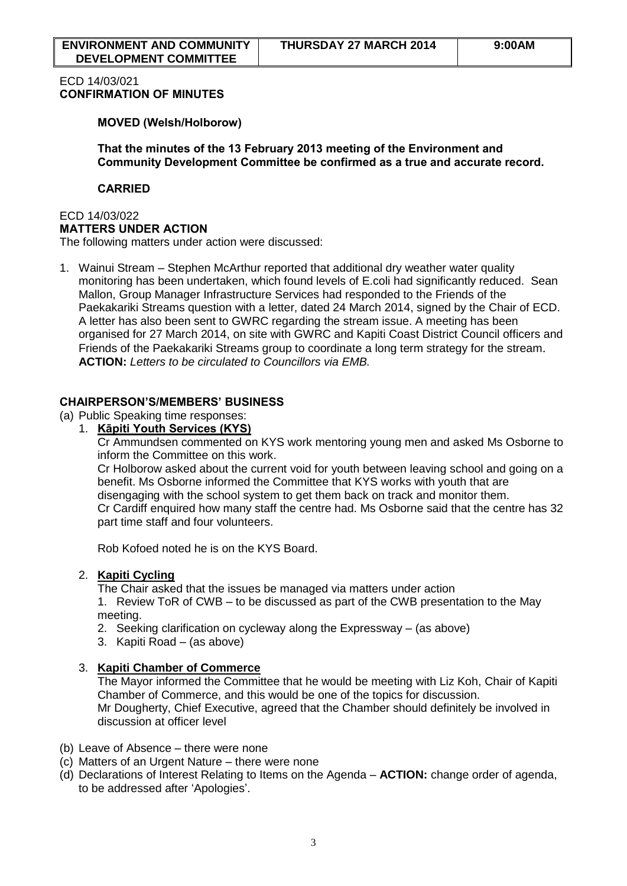| ENVIRONMENT AND COMMUNITY DEVELOPMENT COMMITTEE | THURSDAY 27 MARCH 2014 | 9:00AM |
|---|---|---|

ECD 14/03/021
**CONFIRMATION OF MINUTES**

**MOVED (Welsh/Holborow)**

**That the minutes of the 13 February 2013 meeting of the Environment and Community Development Committee be confirmed as a true and accurate record.**

**CARRIED**

ECD 14/03/022
**MATTERS UNDER ACTION**
The following matters under action were discussed:

1. Wainui Stream – Stephen McArthur reported that additional dry weather water quality monitoring has been undertaken, which found levels of E.coli had significantly reduced. Sean Mallon, Group Manager Infrastructure Services had responded to the Friends of the Paekakariki Streams question with a letter, dated 24 March 2014, signed by the Chair of ECD. A letter has also been sent to GWRC regarding the stream issue. A meeting has been organised for 27 March 2014, on site with GWRC and Kapiti Coast District Council officers and Friends of the Paekakariki Streams group to coordinate a long term strategy for the stream. **ACTION:** *Letters to be circulated to Councillors via EMB.*

**CHAIRPERSON'S/MEMBERS' BUSINESS**

(a) Public Speaking time responses:

1. **Kāpiti Youth Services (KYS)**
   Cr Ammundsen commented on KYS work mentoring young men and asked Ms Osborne to inform the Committee on this work.
   Cr Holborow asked about the current void for youth between leaving school and going on a benefit. Ms Osborne informed the Committee that KYS works with youth that are disengaging with the school system to get them back on track and monitor them.
   Cr Cardiff enquired how many staff the centre had. Ms Osborne said that the centre has 32 part time staff and four volunteers.

   Rob Kofoed noted he is on the KYS Board.

2. **Kapiti Cycling**
   The Chair asked that the issues be managed via matters under action
   1. Review ToR of CWB – to be discussed as part of the CWB presentation to the May meeting.
   2. Seeking clarification on cycleway along the Expressway – (as above)
   3. Kapiti Road – (as above)

3. **Kapiti Chamber of Commerce**
   The Mayor informed the Committee that he would be meeting with Liz Koh, Chair of Kapiti Chamber of Commerce, and this would be one of the topics for discussion.
   Mr Dougherty, Chief Executive, agreed that the Chamber should definitely be involved in discussion at officer level

(b) Leave of Absence – there were none
(c) Matters of an Urgent Nature – there were none
(d) Declarations of Interest Relating to Items on the Agenda – **ACTION:** change order of agenda, to be addressed after 'Apologies'.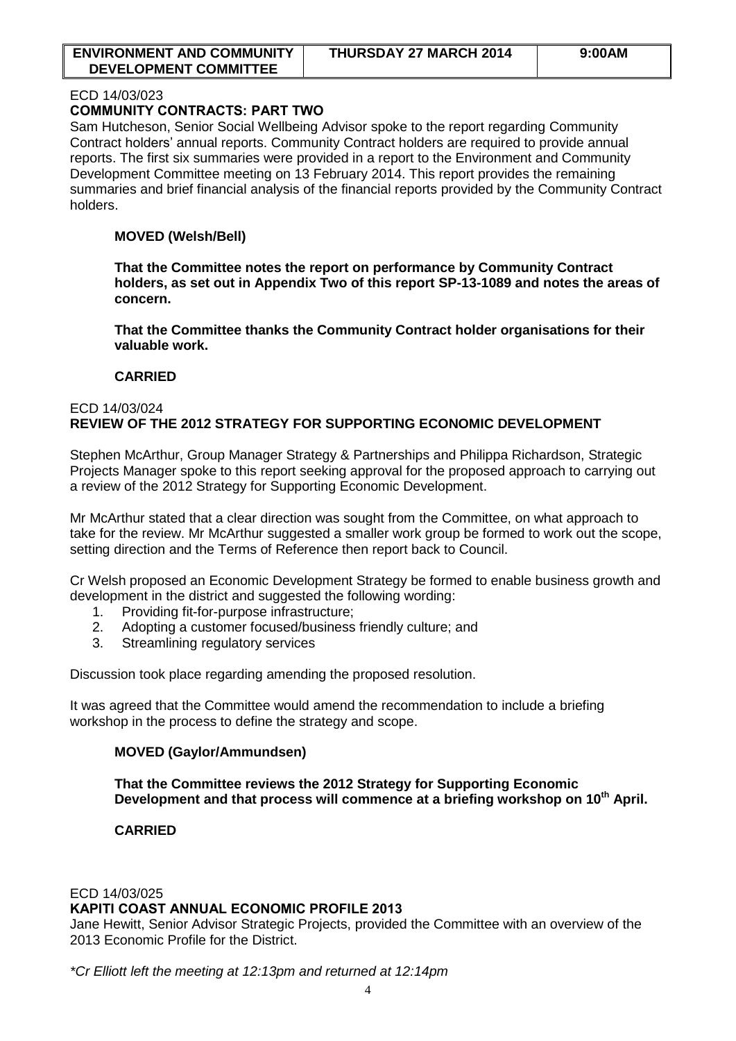ECD 14/03/023

**COMMUNITY CONTRACTS: PART TWO**

Sam Hutcheson, Senior Social Wellbeing Advisor spoke to the report regarding Community Contract holders' annual reports. Community Contract holders are required to provide annual reports. The first six summaries were provided in a report to the Environment and Community Development Committee meeting on 13 February 2014. This report provides the remaining summaries and brief financial analysis of the financial reports provided by the Community Contract holders.

**MOVED (Welsh/Bell)**

**That the Committee notes the report on performance by Community Contract holders, as set out in Appendix Two of this report SP-13-1089 and notes the areas of concern.**

**That the Committee thanks the Community Contract holder organisations for their valuable work.**

**CARRIED**

ECD 14/03/024

**REVIEW OF THE 2012 STRATEGY FOR SUPPORTING ECONOMIC DEVELOPMENT**

Stephen McArthur, Group Manager Strategy & Partnerships and Philippa Richardson, Strategic Projects Manager spoke to this report seeking approval for the proposed approach to carrying out a review of the 2012 Strategy for Supporting Economic Development.

Mr McArthur stated that a clear direction was sought from the Committee, on what approach to take for the review. Mr McArthur suggested a smaller work group be formed to work out the scope, setting direction and the Terms of Reference then report back to Council.

Cr Welsh proposed an Economic Development Strategy be formed to enable business growth and development in the district and suggested the following wording:

1. Providing fit-for-purpose infrastructure;
2. Adopting a customer focused/business friendly culture; and
3. Streamlining regulatory services

Discussion took place regarding amending the proposed resolution.

It was agreed that the Committee would amend the recommendation to include a briefing workshop in the process to define the strategy and scope.

**MOVED (Gaylor/Ammundsen)**

**That the Committee reviews the 2012 Strategy for Supporting Economic Development and that process will commence at a briefing workshop on 10th April.**

**CARRIED**

ECD 14/03/025

**KAPITI COAST ANNUAL ECONOMIC PROFILE 2013**

Jane Hewitt, Senior Advisor Strategic Projects, provided the Committee with an overview of the 2013 Economic Profile for the District.

*\*Cr Elliott left the meeting at 12:13pm and returned at 12:14pm*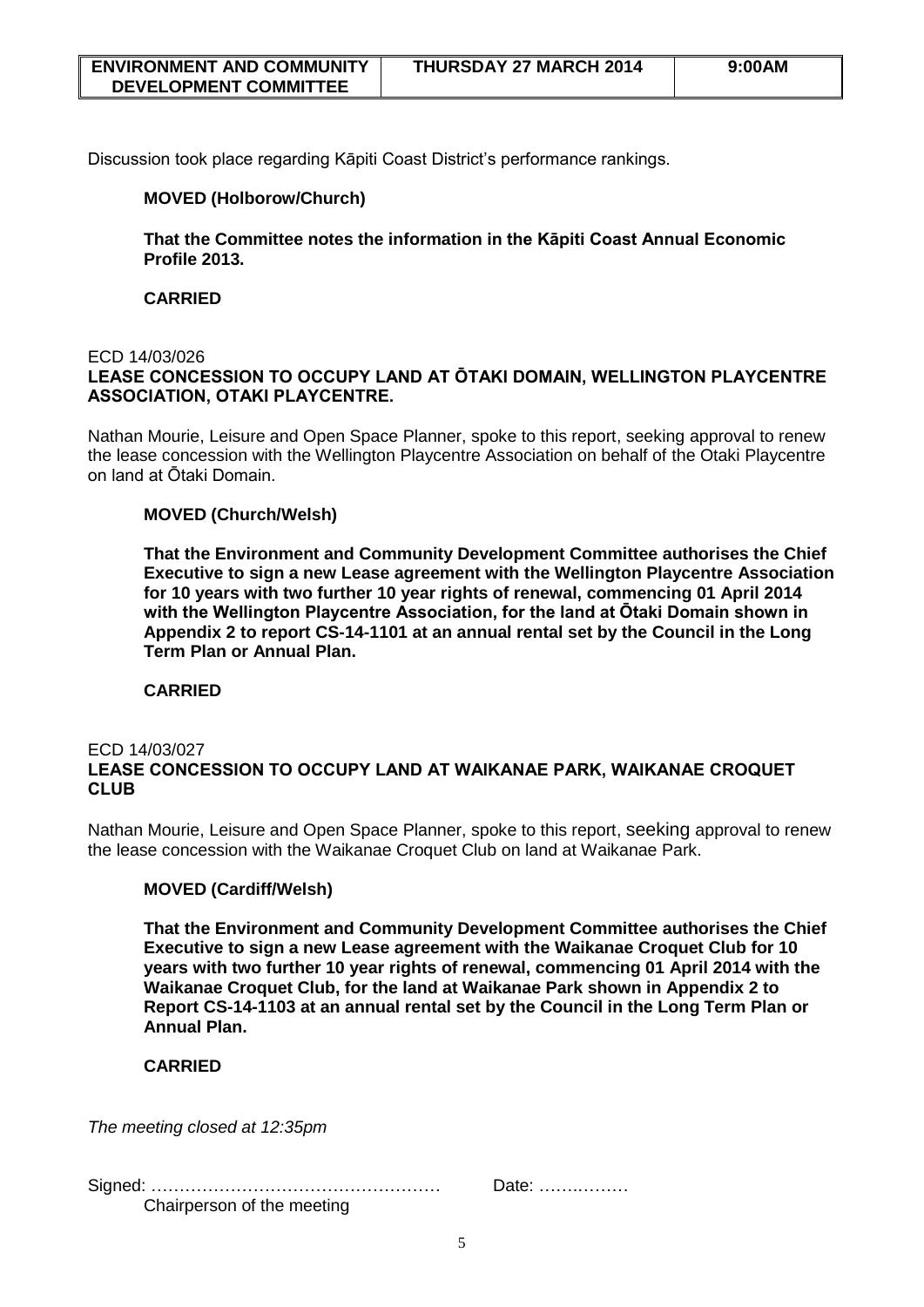Discussion took place regarding Kāpiti Coast District's performance rankings.

**MOVED (Holborow/Church)**

**That the Committee notes the information in the Kāpiti Coast Annual Economic Profile 2013.**

**CARRIED**

ECD 14/03/026
**LEASE CONCESSION TO OCCUPY LAND AT ŌTAKI DOMAIN, WELLINGTON PLAYCENTRE ASSOCIATION, OTAKI PLAYCENTRE.**

Nathan Mourie, Leisure and Open Space Planner, spoke to this report, seeking approval to renew the lease concession with the Wellington Playcentre Association on behalf of the Otaki Playcentre on land at Ōtaki Domain.

**MOVED (Church/Welsh)**

**That the Environment and Community Development Committee authorises the Chief Executive to sign a new Lease agreement with the Wellington Playcentre Association for 10 years with two further 10 year rights of renewal, commencing 01 April 2014 with the Wellington Playcentre Association, for the land at Ōtaki Domain shown in Appendix 2 to report CS-14-1101 at an annual rental set by the Council in the Long Term Plan or Annual Plan.**

**CARRIED**

ECD 14/03/027
**LEASE CONCESSION TO OCCUPY LAND AT WAIKANAE PARK, WAIKANAE CROQUET CLUB**

Nathan Mourie, Leisure and Open Space Planner, spoke to this report, seeking approval to renew the lease concession with the Waikanae Croquet Club on land at Waikanae Park.

**MOVED (Cardiff/Welsh)**

**That the Environment and Community Development Committee authorises the Chief Executive to sign a new Lease agreement with the Waikanae Croquet Club for 10 years with two further 10 year rights of renewal, commencing 01 April 2014 with the Waikanae Croquet Club, for the land at Waikanae Park shown in Appendix 2 to Report CS-14-1103 at an annual rental set by the Council in the Long Term Plan or Annual Plan.**

**CARRIED**

*The meeting closed at 12:35pm*

Signed: …………………………………………… Date: …….………
Chairperson of the meeting